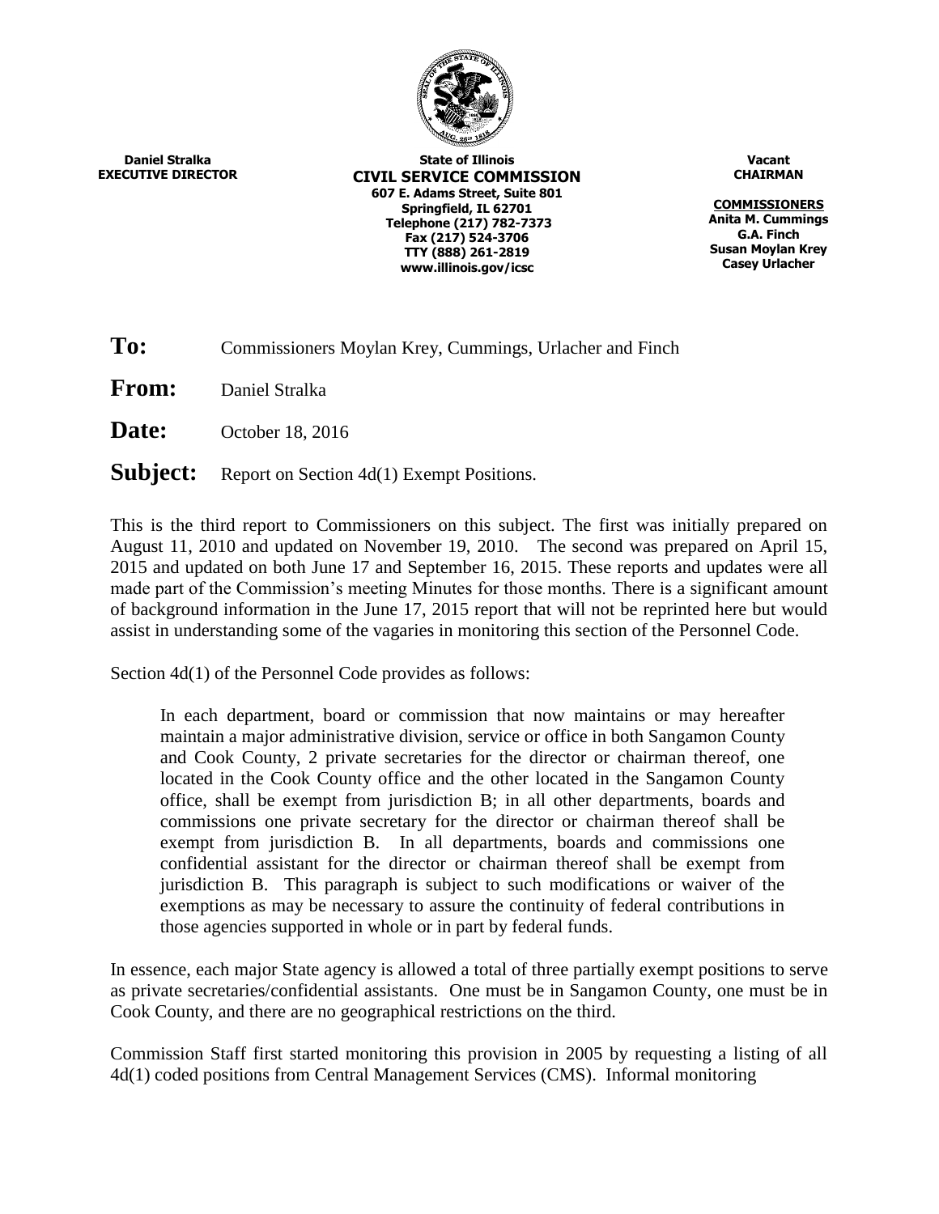**Daniel Stralka**
**EXECUTIVE DIRECTOR**

**State of Illinois**
**CIVIL SERVICE COMMISSION**
**607 E. Adams Street, Suite 801**
**Springfield, IL 62701**
**Telephone (217) 782-7373**
**Fax (217) 524-3706**
**TTY (888) 261-2819**
**www.illinois.gov/icsc**

**Vacant**
**CHAIRMAN**

**COMMISSIONERS**
**Anita M. Cummings**
**G.A. Finch**
**Susan Moylan Krey**
**Casey Urlacher**

**To:** Commissioners Moylan Krey, Cummings, Urlacher and Finch

**From:** Daniel Stralka

**Date:** October 18, 2016

**Subject:** Report on Section 4d(1) Exempt Positions.

This is the third report to Commissioners on this subject. The first was initially prepared on August 11, 2010 and updated on November 19, 2010. The second was prepared on April 15, 2015 and updated on both June 17 and September 16, 2015. These reports and updates were all made part of the Commission's meeting Minutes for those months. There is a significant amount of background information in the June 17, 2015 report that will not be reprinted here but would assist in understanding some of the vagaries in monitoring this section of the Personnel Code.

Section 4d(1) of the Personnel Code provides as follows:

> In each department, board or commission that now maintains or may hereafter maintain a major administrative division, service or office in both Sangamon County and Cook County, 2 private secretaries for the director or chairman thereof, one located in the Cook County office and the other located in the Sangamon County office, shall be exempt from jurisdiction B; in all other departments, boards and commissions one private secretary for the director or chairman thereof shall be exempt from jurisdiction B. In all departments, boards and commissions one confidential assistant for the director or chairman thereof shall be exempt from jurisdiction B. This paragraph is subject to such modifications or waiver of the exemptions as may be necessary to assure the continuity of federal contributions in those agencies supported in whole or in part by federal funds.

In essence, each major State agency is allowed a total of three partially exempt positions to serve as private secretaries/confidential assistants. One must be in Sangamon County, one must be in Cook County, and there are no geographical restrictions on the third.

Commission Staff first started monitoring this provision in 2005 by requesting a listing of all 4d(1) coded positions from Central Management Services (CMS). Informal monitoring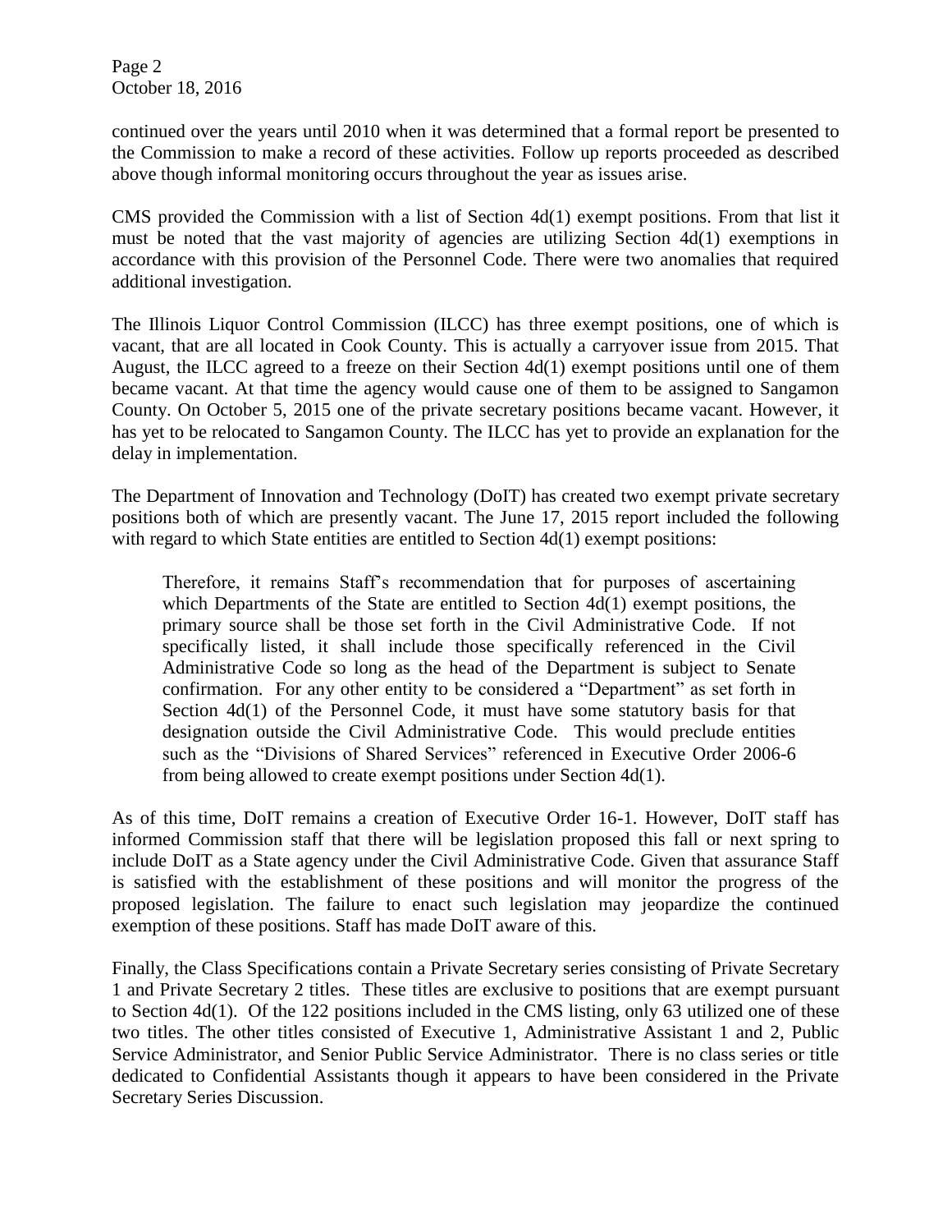continued over the years until 2010 when it was determined that a formal report be presented to the Commission to make a record of these activities. Follow up reports proceeded as described above though informal monitoring occurs throughout the year as issues arise.

CMS provided the Commission with a list of Section 4d(1) exempt positions. From that list it must be noted that the vast majority of agencies are utilizing Section 4d(1) exemptions in accordance with this provision of the Personnel Code. There were two anomalies that required additional investigation.

The Illinois Liquor Control Commission (ILCC) has three exempt positions, one of which is vacant, that are all located in Cook County. This is actually a carryover issue from 2015. That August, the ILCC agreed to a freeze on their Section 4d(1) exempt positions until one of them became vacant. At that time the agency would cause one of them to be assigned to Sangamon County. On October 5, 2015 one of the private secretary positions became vacant. However, it has yet to be relocated to Sangamon County. The ILCC has yet to provide an explanation for the delay in implementation.

The Department of Innovation and Technology (DoIT) has created two exempt private secretary positions both of which are presently vacant. The June 17, 2015 report included the following with regard to which State entities are entitled to Section 4d(1) exempt positions:

> Therefore, it remains Staff's recommendation that for purposes of ascertaining which Departments of the State are entitled to Section 4d(1) exempt positions, the primary source shall be those set forth in the Civil Administrative Code. If not specifically listed, it shall include those specifically referenced in the Civil Administrative Code so long as the head of the Department is subject to Senate confirmation. For any other entity to be considered a "Department" as set forth in Section 4d(1) of the Personnel Code, it must have some statutory basis for that designation outside the Civil Administrative Code. This would preclude entities such as the "Divisions of Shared Services" referenced in Executive Order 2006-6 from being allowed to create exempt positions under Section 4d(1).

As of this time, DoIT remains a creation of Executive Order 16-1. However, DoIT staff has informed Commission staff that there will be legislation proposed this fall or next spring to include DoIT as a State agency under the Civil Administrative Code. Given that assurance Staff is satisfied with the establishment of these positions and will monitor the progress of the proposed legislation. The failure to enact such legislation may jeopardize the continued exemption of these positions. Staff has made DoIT aware of this.

Finally, the Class Specifications contain a Private Secretary series consisting of Private Secretary 1 and Private Secretary 2 titles. These titles are exclusive to positions that are exempt pursuant to Section 4d(1). Of the 122 positions included in the CMS listing, only 63 utilized one of these two titles. The other titles consisted of Executive 1, Administrative Assistant 1 and 2, Public Service Administrator, and Senior Public Service Administrator. There is no class series or title dedicated to Confidential Assistants though it appears to have been considered in the Private Secretary Series Discussion.